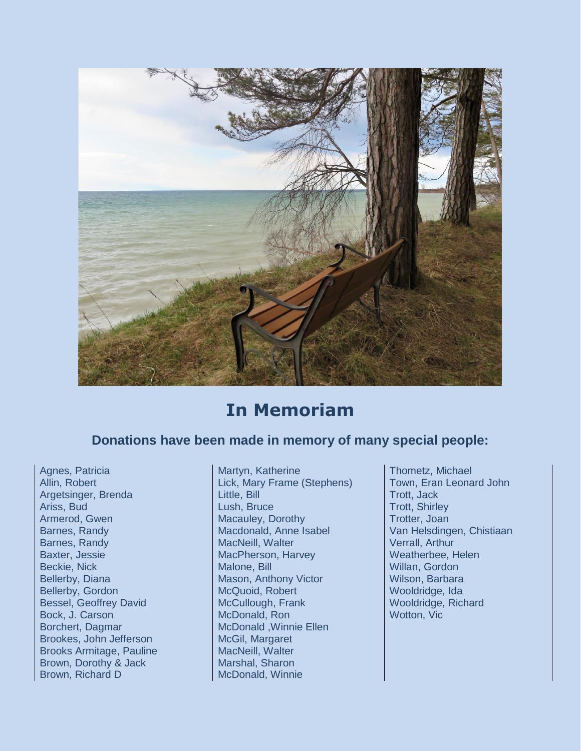# In Memoriam

## Donations have been made in memory of many special people:

Agnes, Patricia
Allin, Robert
Argetsinger, Brenda
Ariss, Bud
Armerod, Gwen
Barnes, Randy
Barnes, Randy
Baxter, Jessie
Beckie, Nick
Bellerby, Diana
Bellerby, Gordon
Bessel, Geoffrey David
Bock, J. Carson
Borchert, Dagmar
Brookes, John Jefferson
Brooks Armitage, Pauline
Brown, Dorothy & Jack
Brown, Richard D
Martyn, Katherine
Lick, Mary Frame (Stephens)
Little, Bill
Lush, Bruce
Macauley, Dorothy
Macdonald, Anne Isabel
MacNeill, Walter
MacPherson, Harvey
Malone, Bill
Mason, Anthony Victor
McQuoid, Robert
McCullough, Frank
McDonald, Ron
McDonald ,Winnie Ellen
McGil, Margaret
MacNeill, Walter
Marshal, Sharon
McDonald, Winnie
Thometz, Michael
Town, Eran Leonard John
Trott, Jack
Trott, Shirley
Trotter, Joan
Van Helsdingen, Chistiaan
Verrall, Arthur
Weatherbee, Helen
Willan, Gordon
Wilson, Barbara
Wooldridge, Ida
Wooldridge, Richard
Wotton, Vic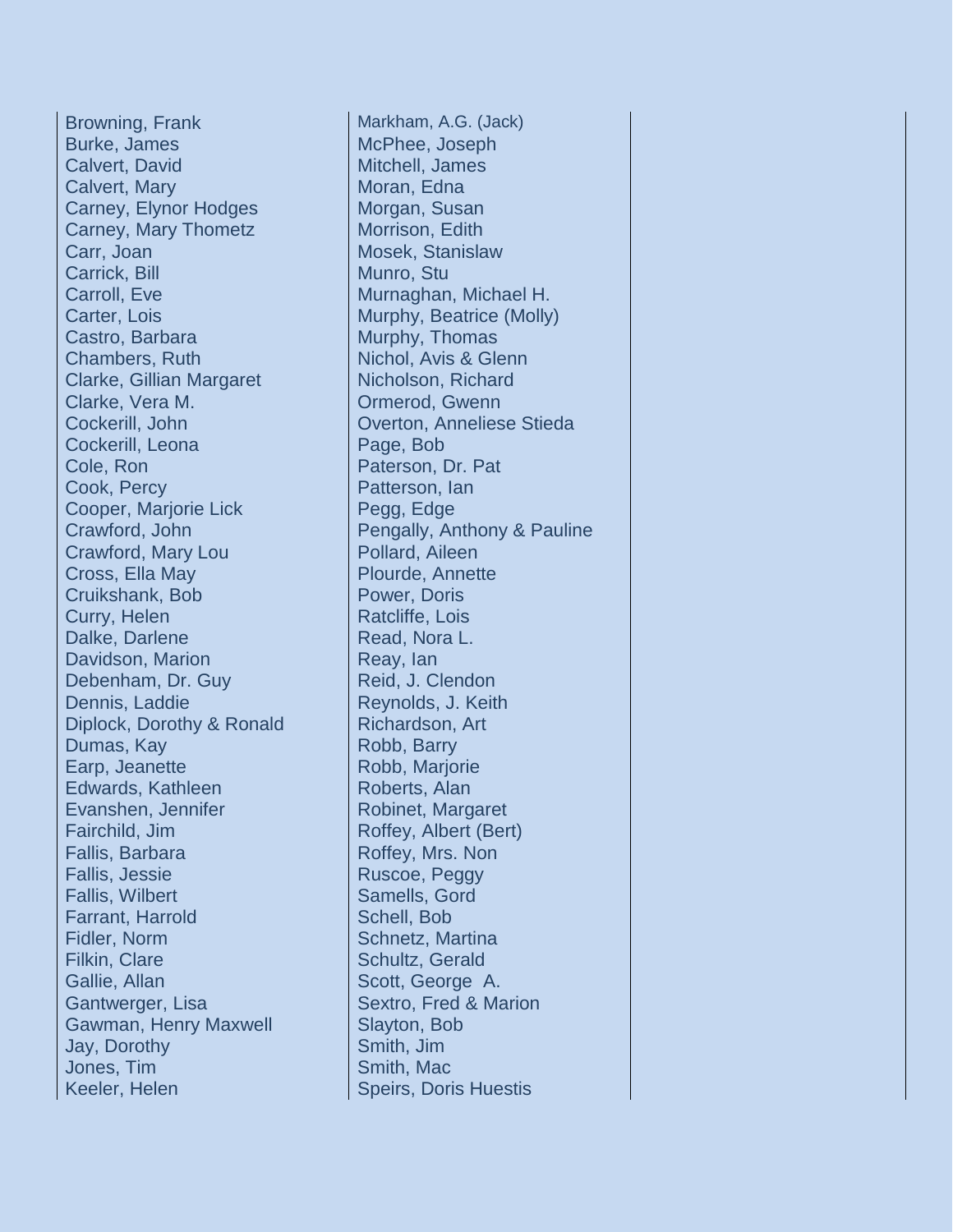Browning, Frank
Burke, James
Calvert, David
Calvert, Mary
Carney, Elynor Hodges
Carney, Mary Thometz
Carr, Joan
Carrick, Bill
Carroll, Eve
Carter, Lois
Castro, Barbara
Chambers, Ruth
Clarke, Gillian Margaret
Clarke, Vera M.
Cockerill, John
Cockerill, Leona
Cole, Ron
Cook, Percy
Cooper, Marjorie Lick
Crawford, John
Crawford, Mary Lou
Cross, Ella May
Cruikshank, Bob
Curry, Helen
Dalke, Darlene
Davidson, Marion
Debenham, Dr. Guy
Dennis, Laddie
Diplock, Dorothy & Ronald
Dumas, Kay
Earp, Jeanette
Edwards, Kathleen
Evanshen, Jennifer
Fairchild, Jim
Fallis, Barbara
Fallis, Jessie
Fallis, Wilbert
Farrant, Harrold
Fidler, Norm
Filkin, Clare
Gallie, Allan
Gantwerger, Lisa
Gawman, Henry Maxwell
Jay, Dorothy
Jones, Tim
Keeler, Helen

Markham, A.G. (Jack)
McPhee, Joseph
Mitchell, James
Moran, Edna
Morgan, Susan
Morrison, Edith
Mosek, Stanislaw
Munro, Stu
Murnaghan, Michael H.
Murphy, Beatrice (Molly)
Murphy, Thomas
Nichol, Avis & Glenn
Nicholson, Richard
Ormerod, Gwenn
Overton, Anneliese Stieda
Page, Bob
Paterson, Dr. Pat
Patterson, Ian
Pegg, Edge
Pengally, Anthony & Pauline
Pollard, Aileen
Plourde, Annette
Power, Doris
Ratcliffe, Lois
Read, Nora L.
Reay, Ian
Reid, J. Clendon
Reynolds, J. Keith
Richardson, Art
Robb, Barry
Robb, Marjorie
Roberts, Alan
Robinet, Margaret
Roffey, Albert (Bert)
Roffey, Mrs. Non
Ruscoe, Peggy
Samells, Gord
Schell, Bob
Schnetz, Martina
Schultz, Gerald
Scott, George A.
Sextro, Fred & Marion
Slayton, Bob
Smith, Jim
Smith, Mac
Speirs, Doris Huestis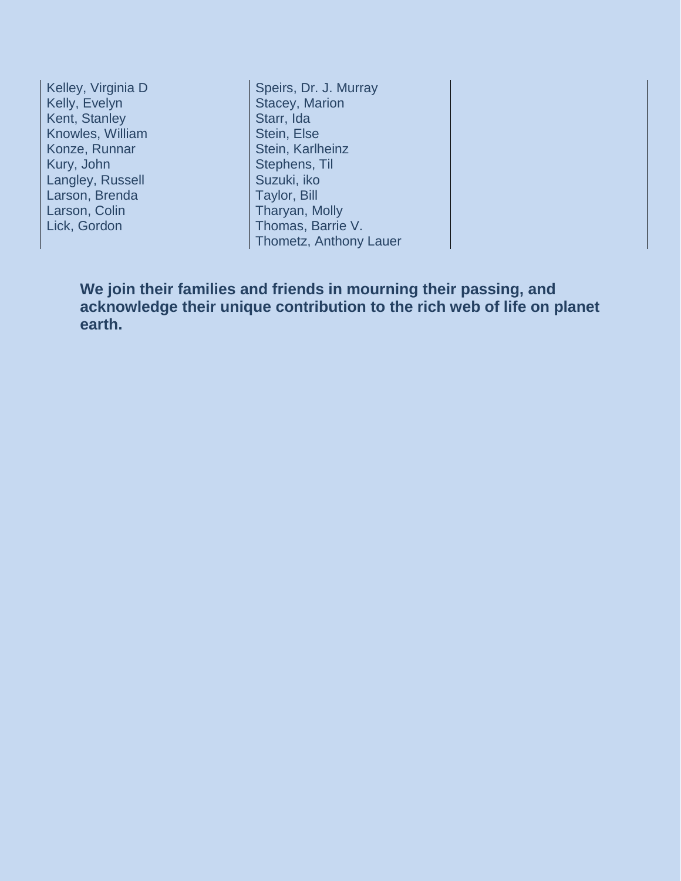Kelley, Virginia D
Kelly, Evelyn
Kent, Stanley
Knowles, William
Konze, Runnar
Kury, John
Langley, Russell
Larson, Brenda
Larson, Colin
Lick, Gordon
Speirs, Dr. J. Murray
Stacey, Marion
Starr, Ida
Stein, Else
Stein, Karlheinz
Stephens, Til
Suzuki, iko
Taylor, Bill
Tharyan, Molly
Thomas, Barrie V.
Thometz, Anthony Lauer

**We join their families and friends in mourning their passing, and acknowledge their unique contribution to the rich web of life on planet earth.**